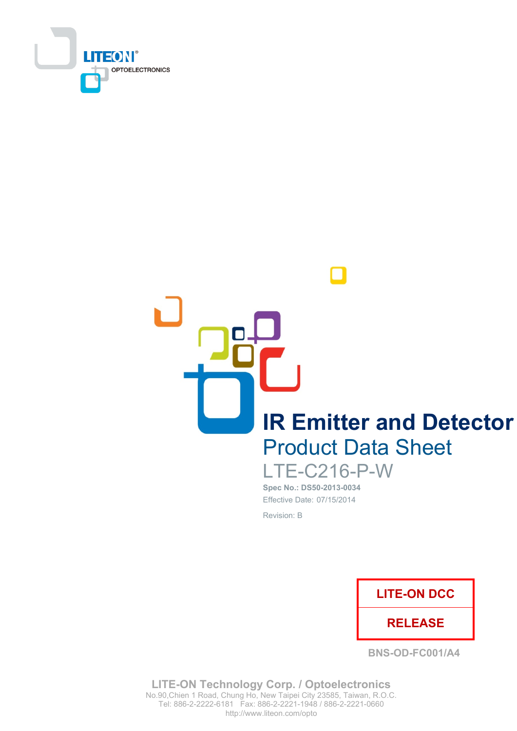LITEON
OPTOELECTRONICS

# IR Emitter and Detector

## Product Data Sheet

LTE-C216-P-W

**Spec No.: DS50-2013-0034**

Effective Date: 07/15/2014

Revision: B

| LITE-ON DCC |
| --- |
| RELEASE |

BNS-OD-FC001/A4

**LITE-ON Technology Corp. / Optoelectronics**
No.90,Chien 1 Road, Chung Ho, New Taipei City 23585, Taiwan, R.O.C.
Tel: 886-2-2222-6181 Fax: 886-2-2221-1948 / 886-2-2221-0660
http://www.liteon.com/opto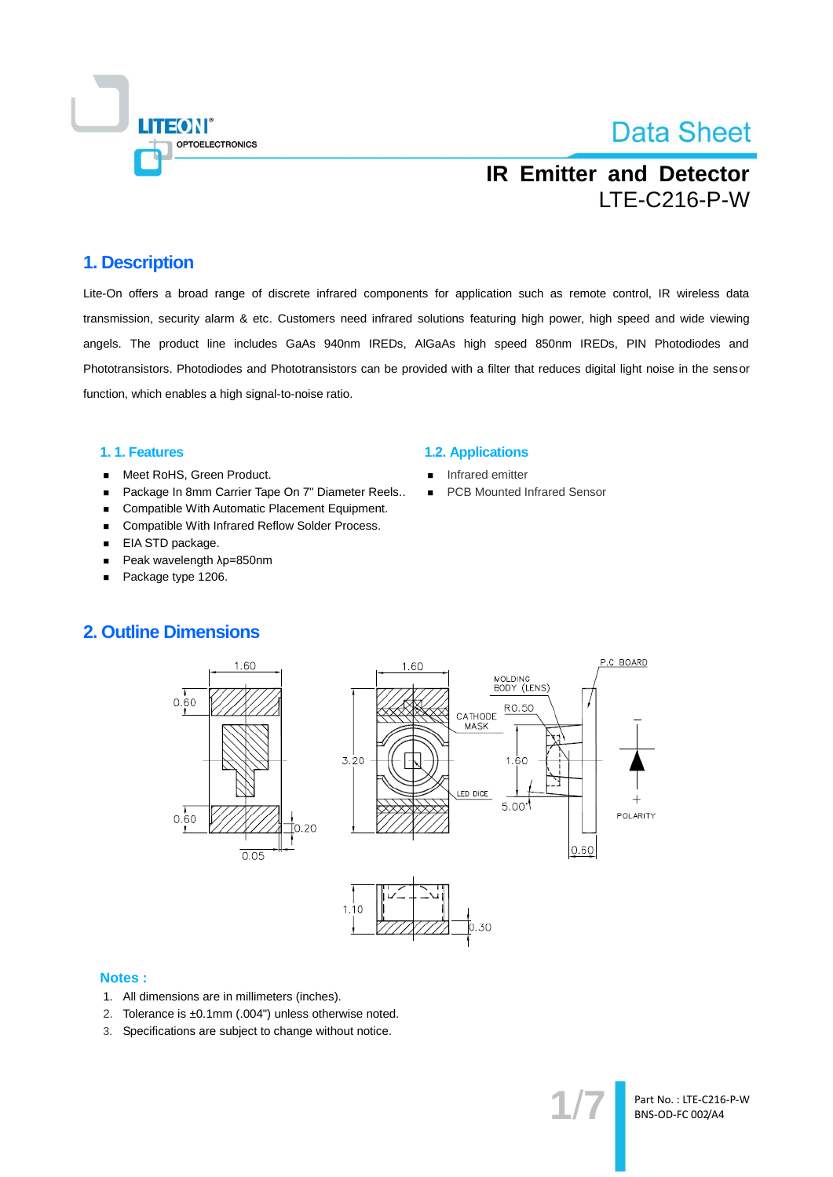# Data Sheet

## IR Emitter and Detector
LTE-C216-P-W

## 1. Description

Lite-On offers a broad range of discrete infrared components for application such as remote control, IR wireless data transmission, security alarm & etc. Customers need infrared solutions featuring high power, high speed and wide viewing angels. The product line includes GaAs 940nm IREDs, AlGaAs high speed 850nm IREDs, PIN Photodiodes and Phototransistors. Photodiodes and Phototransistors can be provided with a filter that reduces digital light noise in the sensor function, which enables a high signal-to-noise ratio.

### 1. 1. Features

- Meet RoHS, Green Product.
- Package In 8mm Carrier Tape On 7" Diameter Reels..
- Compatible With Automatic Placement Equipment.
- Compatible With Infrared Reflow Solder Process.
- EIA STD package.
- Peak wavelength λp=850nm
- Package type 1206.

### 1.2. Applications

- Infrared emitter
- PCB Mounted Infrared Sensor

## 2. Outline Dimensions

### Notes :

1. All dimensions are in millimeters (inches).
2. Tolerance is ±0.1mm (.004") unless otherwise noted.
3. Specifications are subject to change without notice.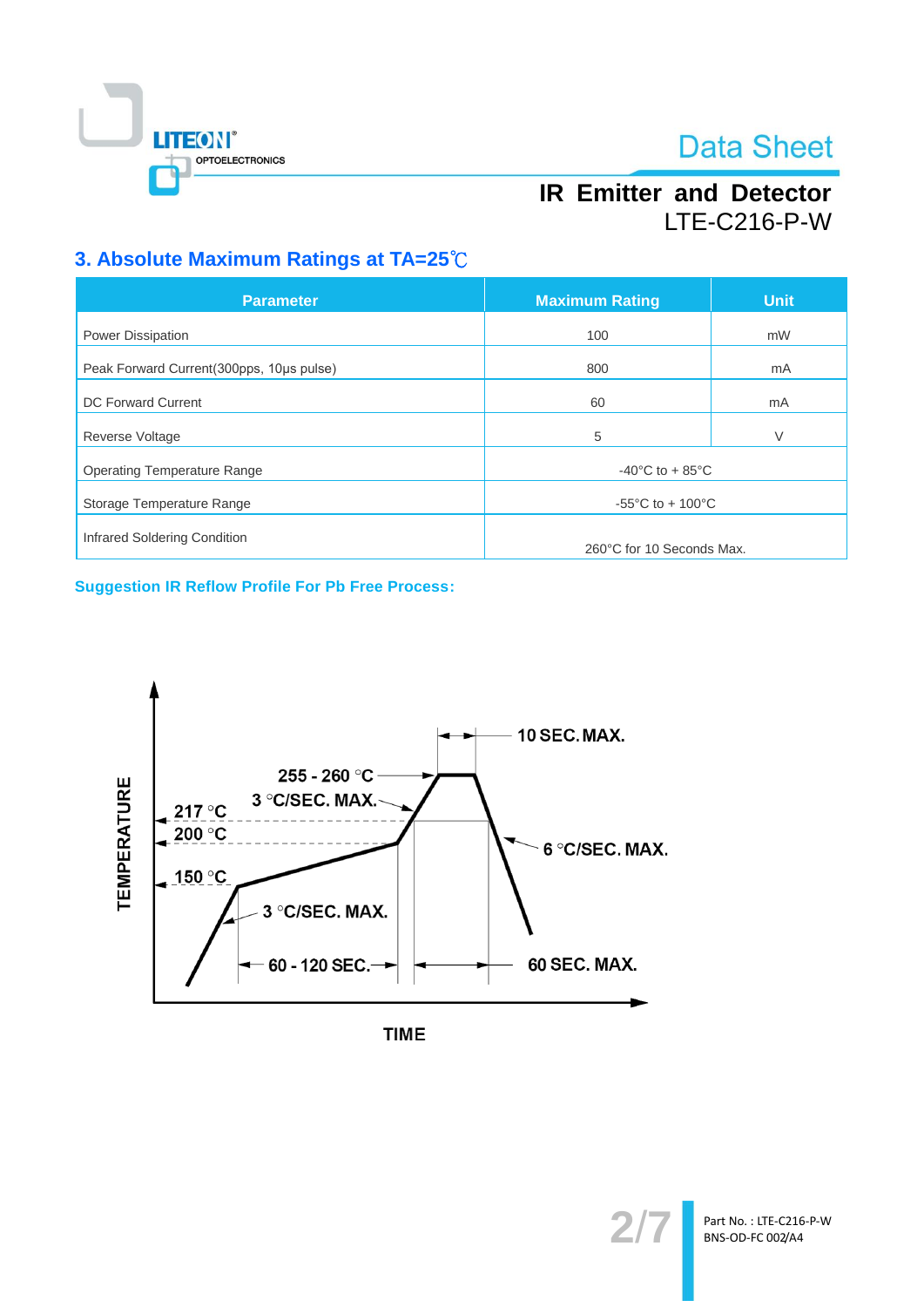## 3. Absolute Maximum Ratings at TA=25℃

| Parameter | Maximum Rating | Unit |
|---|---|---|
| Power Dissipation | 100 | mW |
| Peak Forward Current(300pps, 10μs pulse) | 800 | mA |
| DC Forward Current | 60 | mA |
| Reverse Voltage | 5 | V |
| Operating Temperature Range | -40°C to + 85°C | |
| Storage Temperature Range | -55°C to + 100°C | |
| Infrared Soldering Condition | 260°C for 10 Seconds Max. | |

**Suggestion IR Reflow Profile For Pb Free Process:**

TEMPERATURE

255 - 260 °C

3 °C/SEC. MAX.

217 °C

200 °C

150 °C

3 °C/SEC. MAX.

10 SEC. MAX.

6 °C/SEC. MAX.

60 - 120 SEC.

60 SEC. MAX.

TIME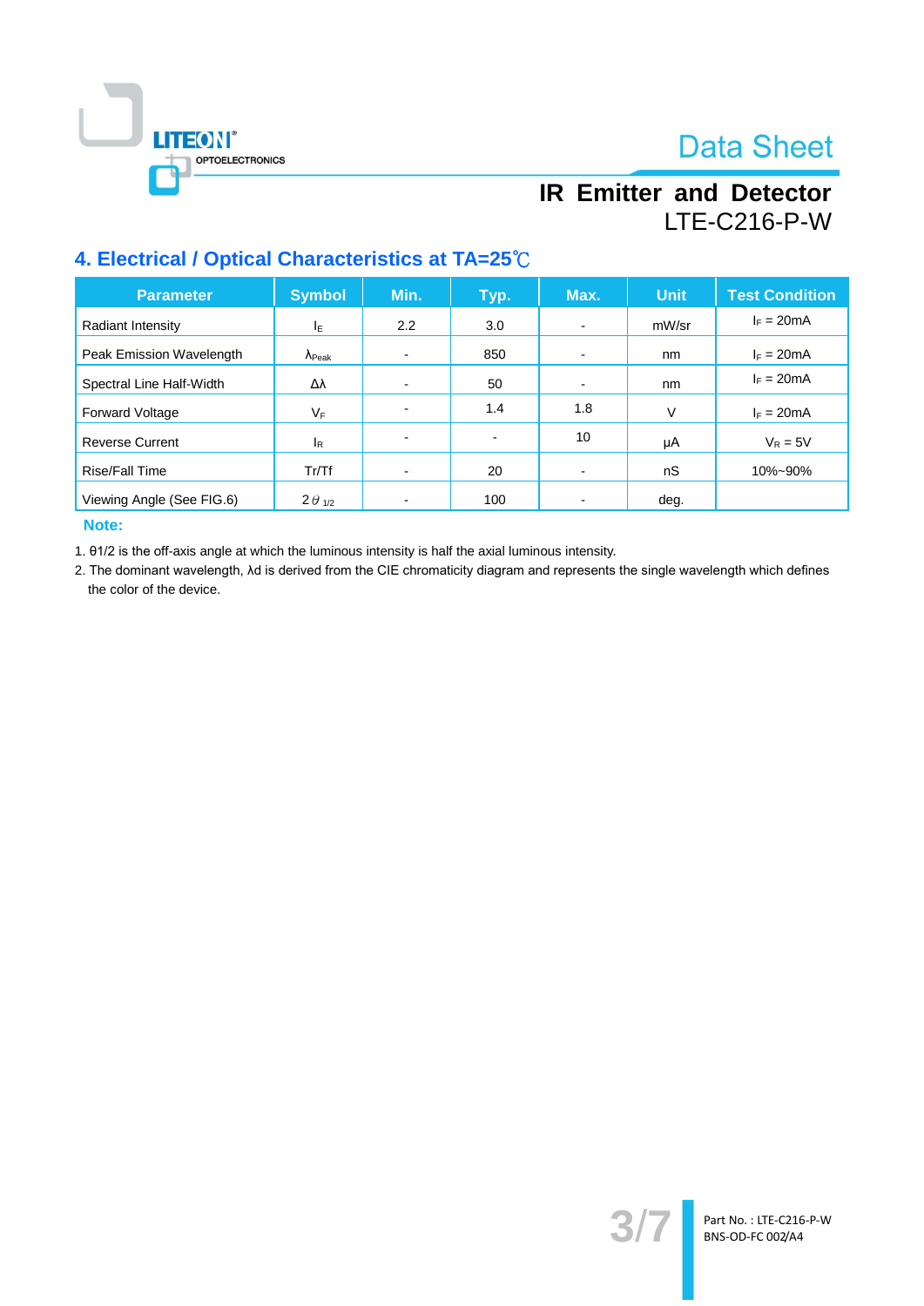# IR Emitter and Detector

## LTE-C216-P-W

## 4. Electrical / Optical Characteristics at TA=25℃

| Parameter | Symbol | Min. | Typ. | Max. | Unit | Test Condition |
|---|---|---|---|---|---|---|
| Radiant Intensity | $I_E$ | 2.2 | 3.0 | - | mW/sr | $I_F$ = 20mA |
| Peak Emission Wavelength | $\lambda_{Peak}$ | - | 850 | - | nm | $I_F$ = 20mA |
| Spectral Line Half-Width | $\Delta\lambda$ | - | 50 | - | nm | $I_F$ = 20mA |
| Forward Voltage | $V_F$ | - | 1.4 | 1.8 | V | $I_F$ = 20mA |
| Reverse Current | $I_R$ | - | - | 10 | μA | $V_R$ = 5V |
| Rise/Fall Time | Tr/Tf | - | 20 | - | nS | 10%~90% |
| Viewing Angle (See FIG.6) | $2\theta_{1/2}$ | - | 100 | - | deg. | |

**Note:**

1. $\theta_{1/2}$ is the off-axis angle at which the luminous intensity is half the axial luminous intensity.
2. The dominant wavelength, $\lambda_d$ is derived from the CIE chromaticity diagram and represents the single wavelength which defines the color of the device.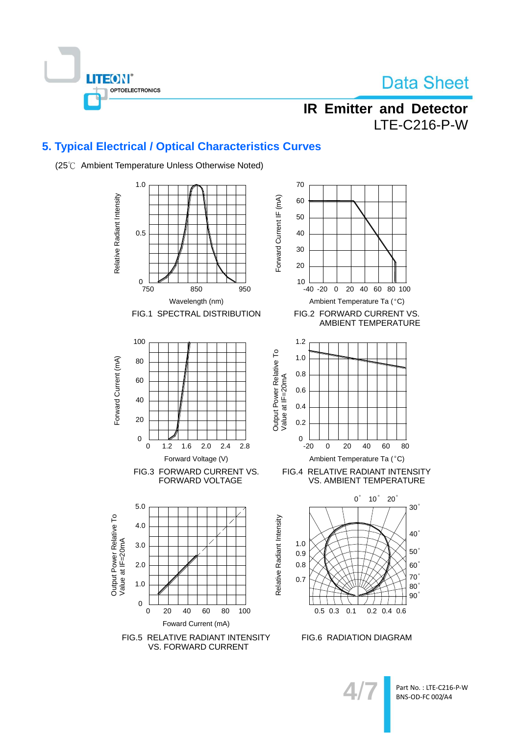## 5. Typical Electrical / Optical Characteristics Curves

(25℃ Ambient Temperature Unless Otherwise Noted)

FIG.1 SPECTRAL DISTRIBUTION

FIG.2 FORWARD CURRENT VS. AMBIENT TEMPERATURE

FIG.3 FORWARD CURRENT VS. FORWARD VOLTAGE

FIG.4 RELATIVE RADIANT INTENSITY VS. AMBIENT TEMPERATURE

FIG.5 RELATIVE RADIANT INTENSITY VS. FORWARD CURRENT

FIG.6 RADIATION DIAGRAM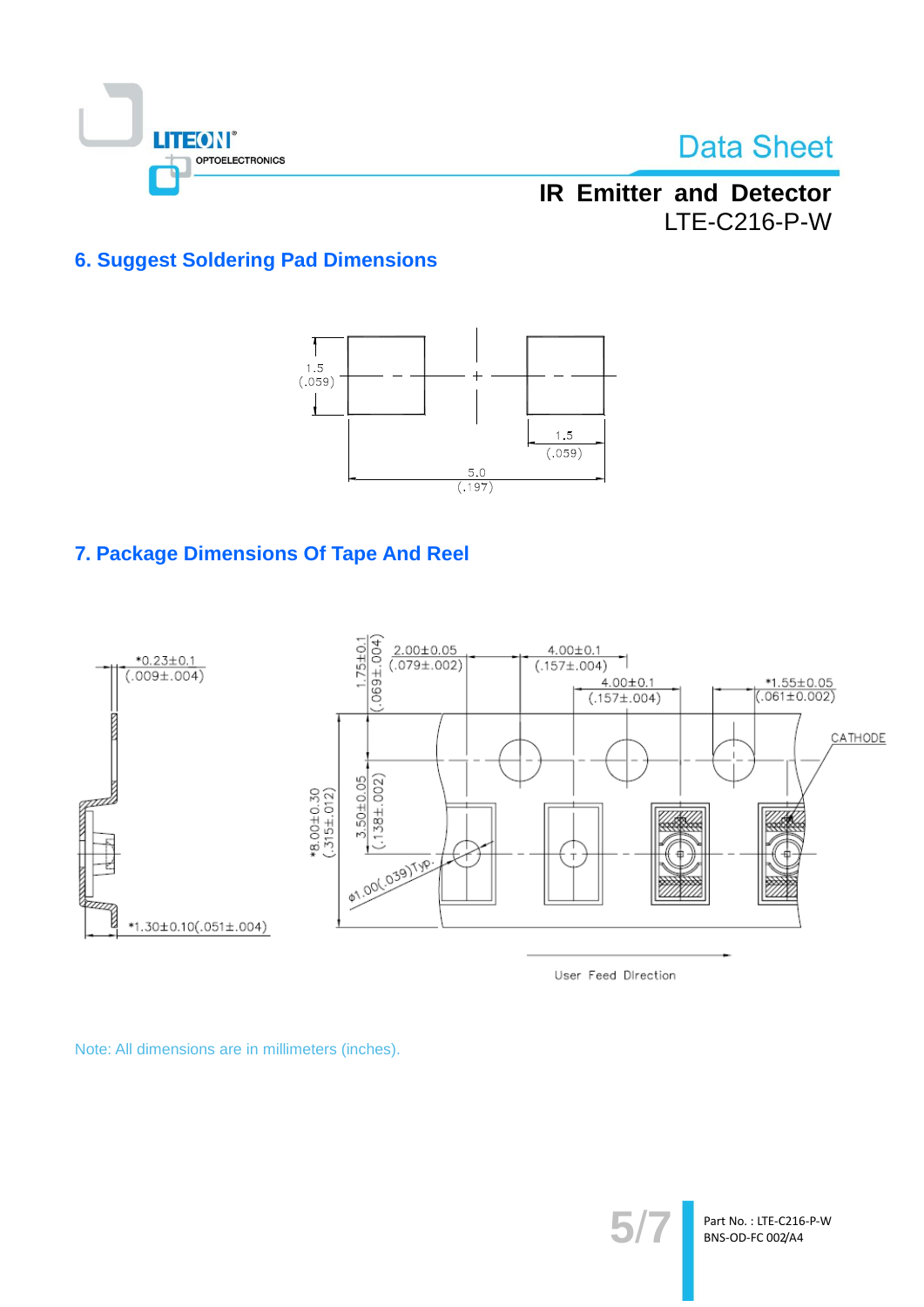## 6. Suggest Soldering Pad Dimensions

1.5 (.059)

1.5 (.059)

5.0 (.197)

## 7. Package Dimensions Of Tape And Reel

*0.23±0.1 (.009±.004)

*1.30±0.10(.051±.004)

1.75±0.1 (.069±.004)

2.00±0.05 (.079±.002)

4.00±0.1 (.157±.004)

4.00±0.1 (.157±.004)

*1.55±0.05 (.061±0.002)

CATHODE

*8.00±0.30 (.315±.012)

3.50±0.05 (.138±.002)

φ1.00(.039)Typ.

User Feed Direction

Note: All dimensions are in millimeters (inches).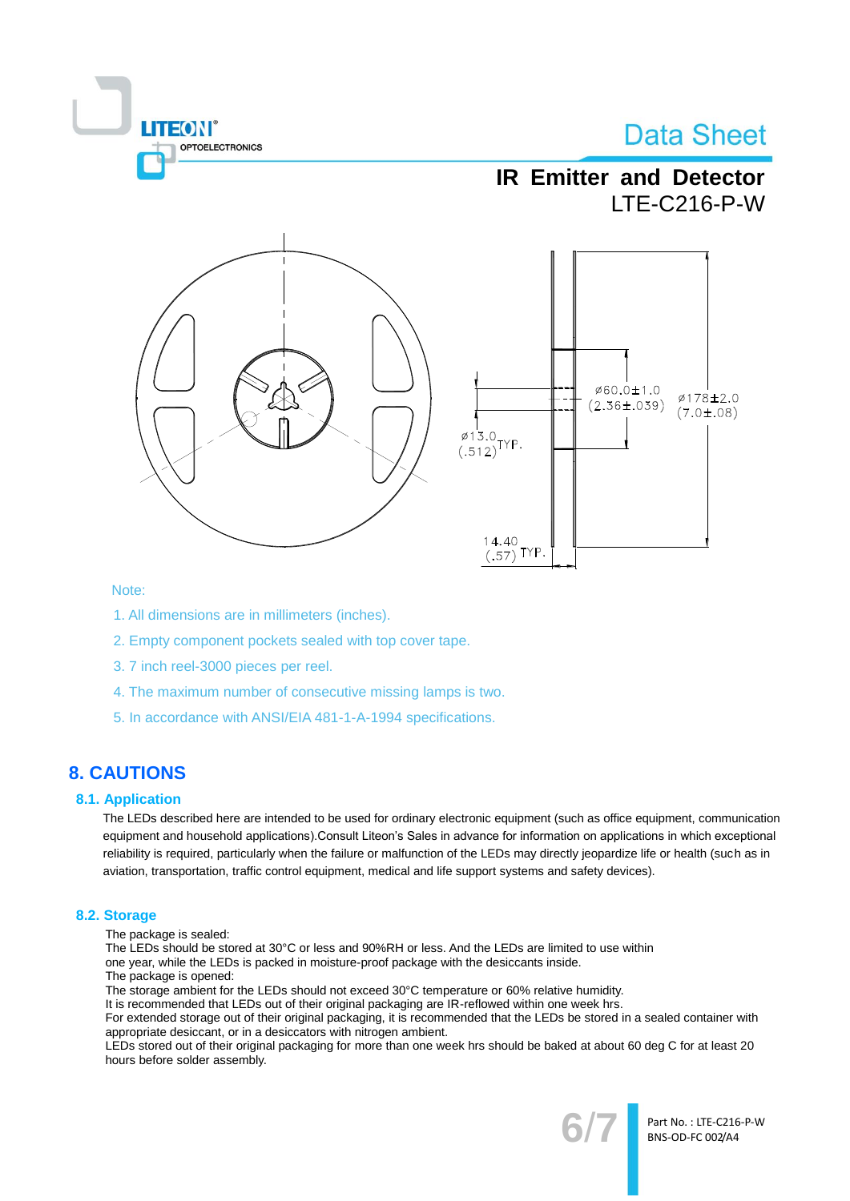Note:

1. All dimensions are in millimeters (inches).
2. Empty component pockets sealed with top cover tape.
3. 7 inch reel-3000 pieces per reel.
4. The maximum number of consecutive missing lamps is two.
5. In accordance with ANSI/EIA 481-1-A-1994 specifications.

## 8. CAUTIONS

### 8.1. Application

The LEDs described here are intended to be used for ordinary electronic equipment (such as office equipment, communication equipment and household applications).Consult Liteon's Sales in advance for information on applications in which exceptional reliability is required, particularly when the failure or malfunction of the LEDs may directly jeopardize life or health (such as in aviation, transportation, traffic control equipment, medical and life support systems and safety devices).

### 8.2. Storage

The package is sealed:
The LEDs should be stored at 30°C or less and 90%RH or less. And the LEDs are limited to use within one year, while the LEDs is packed in moisture-proof package with the desiccants inside.
The package is opened:
The storage ambient for the LEDs should not exceed 30°C temperature or 60% relative humidity.
It is recommended that LEDs out of their original packaging are IR-reflowed within one week hrs.
For extended storage out of their original packaging, it is recommended that the LEDs be stored in a sealed container with appropriate desiccant, or in a desiccators with nitrogen ambient.
LEDs stored out of their original packaging for more than one week hrs should be baked at about 60 deg C for at least 20 hours before solder assembly.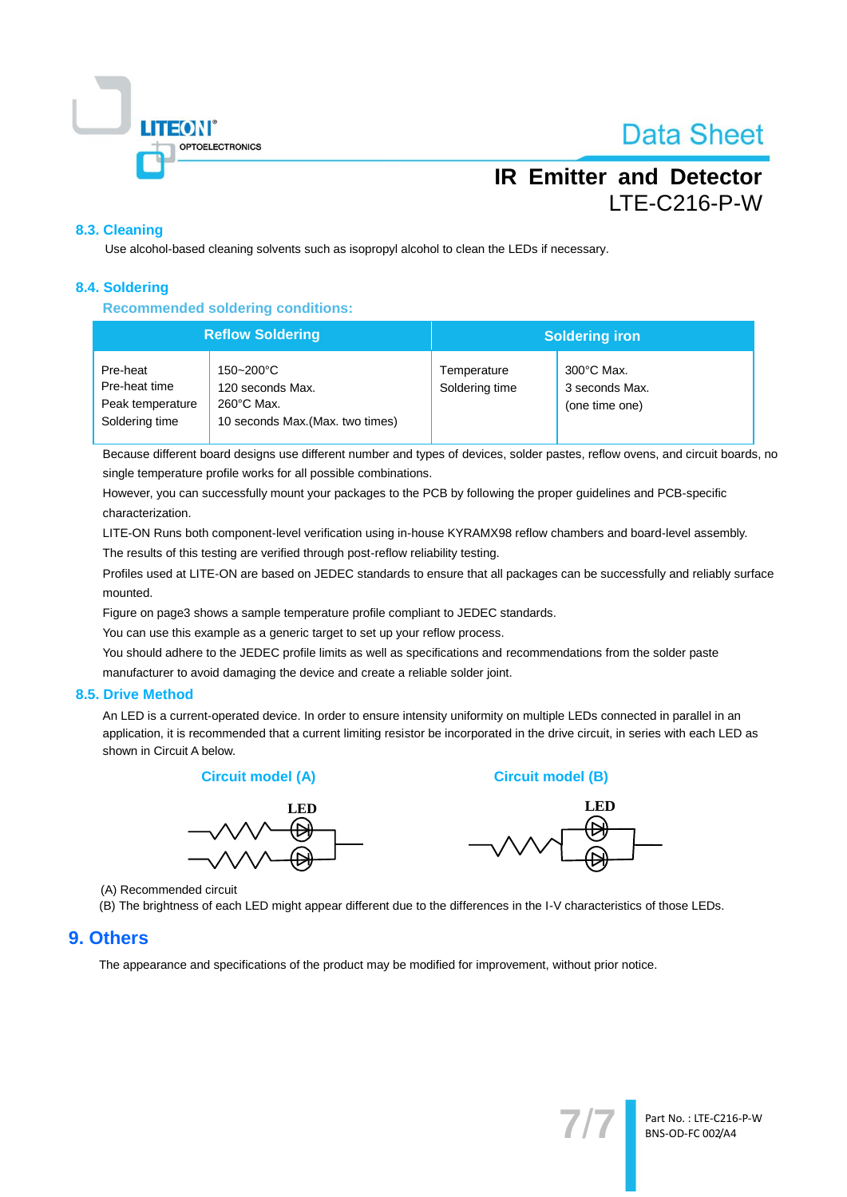### 8.3. Cleaning

Use alcohol-based cleaning solvents such as isopropyl alcohol to clean the LEDs if necessary.

### 8.4. Soldering

#### Recommended soldering conditions:

| Reflow Soldering | | Soldering iron | |
|---|---|---|---|
| Pre-heat<br>Pre-heat time<br>Peak temperature<br>Soldering time | 150~200°C<br>120 seconds Max.<br>260°C Max.<br>10 seconds Max.(Max. two times) | Temperature<br>Soldering time | 300°C Max.<br>3 seconds Max.<br>(one time one) |

Because different board designs use different number and types of devices, solder pastes, reflow ovens, and circuit boards, no single temperature profile works for all possible combinations.

However, you can successfully mount your packages to the PCB by following the proper guidelines and PCB-specific characterization.

LITE-ON Runs both component-level verification using in-house KYRAMX98 reflow chambers and board-level assembly. The results of this testing are verified through post-reflow reliability testing.

Profiles used at LITE-ON are based on JEDEC standards to ensure that all packages can be successfully and reliably surface mounted.

Figure on page3 shows a sample temperature profile compliant to JEDEC standards.

You can use this example as a generic target to set up your reflow process.

You should adhere to the JEDEC profile limits as well as specifications and recommendations from the solder paste manufacturer to avoid damaging the device and create a reliable solder joint.

### 8.5. Drive Method

An LED is a current-operated device. In order to ensure intensity uniformity on multiple LEDs connected in parallel in an application, it is recommended that a current limiting resistor be incorporated in the drive circuit, in series with each LED as shown in Circuit A below.

**Circuit model (A)**

LED

**Circuit model (B)**

LED

(A) Recommended circuit

(B) The brightness of each LED might appear different due to the differences in the I-V characteristics of those LEDs.

## 9. Others

The appearance and specifications of the product may be modified for improvement, without prior notice.